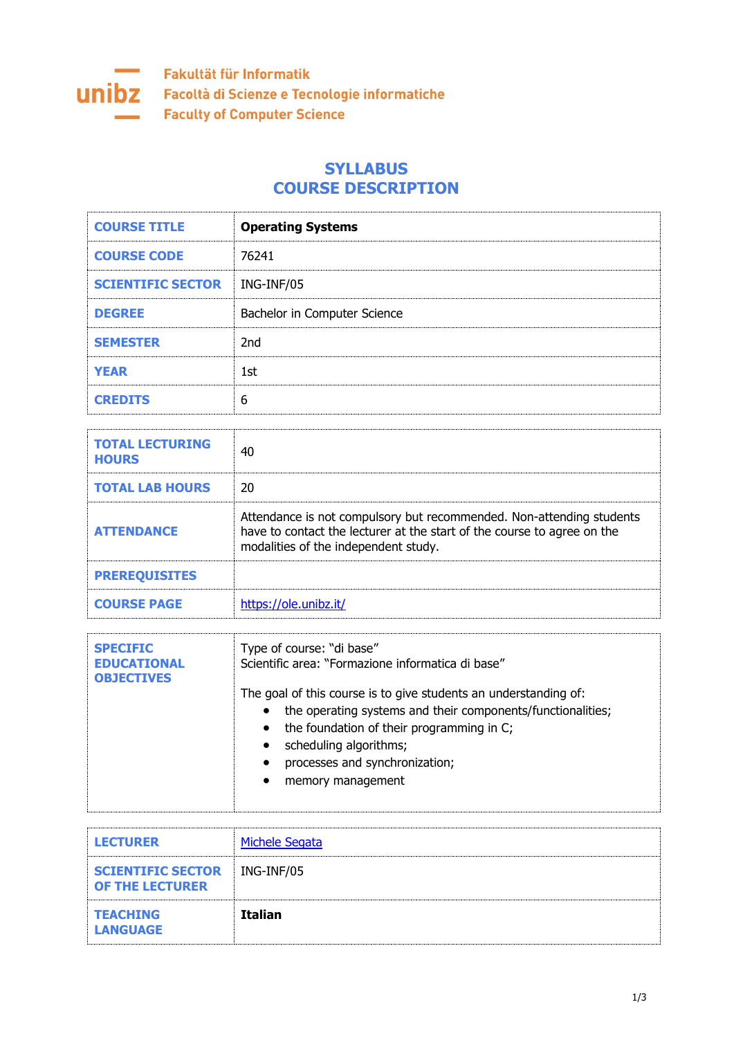Fakultät für Informatik
Facoltà di Scienze e Tecnologie informatiche
Faculty of Computer Science

# SYLLABUS
# COURSE DESCRIPTION

| COURSE TITLE | **Operating Systems** |
|---|---|
| COURSE CODE | 76241 |
| SCIENTIFIC SECTOR | ING-INF/05 |
| DEGREE | Bachelor in Computer Science |
| SEMESTER | 2nd |
| YEAR | 1st |
| CREDITS | 6 |

| TOTAL LECTURING HOURS | 40 |
|---|---|
| TOTAL LAB HOURS | 20 |
| ATTENDANCE | Attendance is not compulsory but recommended. Non-attending students have to contact the lecturer at the start of the course to agree on the modalities of the independent study. |
| PREREQUISITES | |
| COURSE PAGE | https://ole.unibz.it/ |

| SPECIFIC EDUCATIONAL OBJECTIVES | Type of course: "di base"<br>Scientific area: "Formazione informatica di base"<br><br>The goal of this course is to give students an understanding of:<br>• the operating systems and their components/functionalities;<br>• the foundation of their programming in C;<br>• scheduling algorithms;<br>• processes and synchronization;<br>• memory management |
|---|---|

| LECTURER | Michele Segata |
|---|---|
| SCIENTIFIC SECTOR OF THE LECTURER | ING-INF/05 |
| TEACHING LANGUAGE | **Italian** |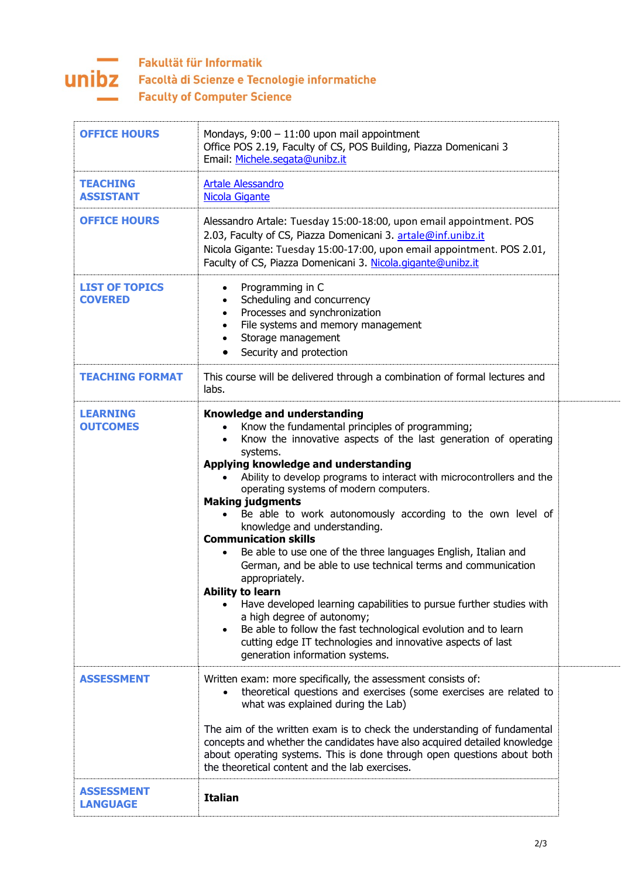**unibz**

**Fakultät für Informatik**
**Facoltà di Scienze e Tecnologie informatiche**
**Faculty of Computer Science**

| | |
|---|---|
| **OFFICE HOURS** | Mondays, 9:00 – 11:00 upon mail appointment<br>Office POS 2.19, Faculty of CS, POS Building, Piazza Domenicani 3<br>Email: Michele.segata@unibz.it |
| **TEACHING ASSISTANT** | Artale Alessandro<br>Nicola Gigante |
| **OFFICE HOURS** | Alessandro Artale: Tuesday 15:00-18:00, upon email appointment. POS 2.03, Faculty of CS, Piazza Domenicani 3. artale@inf.unibz.it<br>Nicola Gigante: Tuesday 15:00-17:00, upon email appointment. POS 2.01, Faculty of CS, Piazza Domenicani 3. Nicola.gigante@unibz.it |
| **LIST OF TOPICS COVERED** | • Programming in C<br>• Scheduling and concurrency<br>• Processes and synchronization<br>• File systems and memory management<br>• Storage management<br>• Security and protection |
| **TEACHING FORMAT** | This course will be delivered through a combination of formal lectures and labs. |
| **LEARNING OUTCOMES** | **Knowledge and understanding**<br>• Know the fundamental principles of programming;<br>• Know the innovative aspects of the last generation of operating systems.<br>**Applying knowledge and understanding**<br>• Ability to develop programs to interact with microcontrollers and the operating systems of modern computers.<br>**Making judgments**<br>• Be able to work autonomously according to the own level of knowledge and understanding.<br>**Communication skills**<br>• Be able to use one of the three languages English, Italian and German, and be able to use technical terms and communication appropriately.<br>**Ability to learn**<br>• Have developed learning capabilities to pursue further studies with a high degree of autonomy;<br>• Be able to follow the fast technological evolution and to learn cutting edge IT technologies and innovative aspects of last generation information systems. |
| **ASSESSMENT** | Written exam: more specifically, the assessment consists of:<br>• theoretical questions and exercises (some exercises are related to what was explained during the Lab)<br><br>The aim of the written exam is to check the understanding of fundamental concepts and whether the candidates have also acquired detailed knowledge about operating systems. This is done through open questions about both the theoretical content and the lab exercises. |
| **ASSESSMENT LANGUAGE** | **Italian** |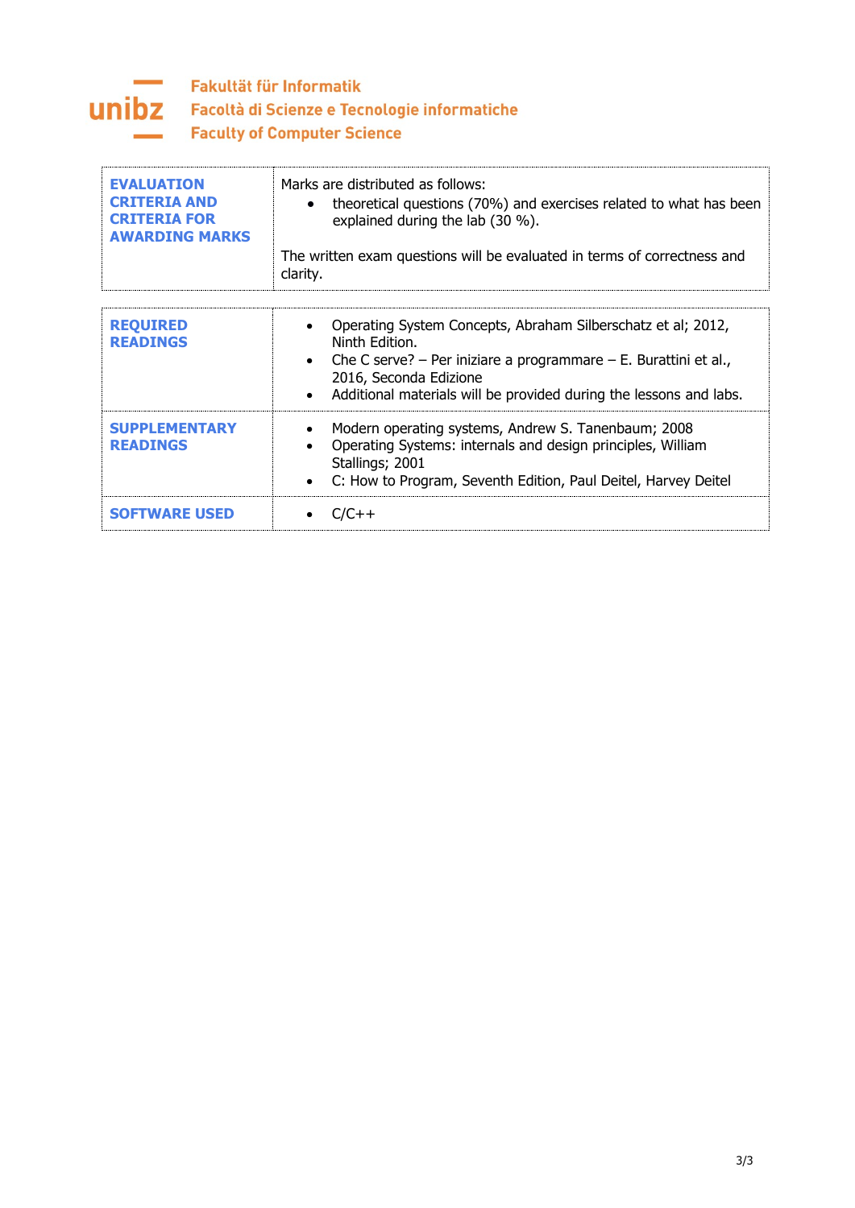Fakultät für Informatik
Facoltà di Scienze e Tecnologie informatiche
Faculty of Computer Science

| | |
|---|---|
| **EVALUATION CRITERIA AND CRITERIA FOR AWARDING MARKS** | Marks are distributed as follows: <br>• theoretical questions (70%) and exercises related to what has been explained during the lab (30 %). <br><br>The written exam questions will be evaluated in terms of correctness and clarity. |

| | |
|---|---|
| **REQUIRED READINGS** | • Operating System Concepts, Abraham Silberschatz et al; 2012, Ninth Edition. <br>• Che C serve? – Per iniziare a programmare – E. Burattini et al., 2016, Seconda Edizione <br>• Additional materials will be provided during the lessons and labs. |
| **SUPPLEMENTARY READINGS** | • Modern operating systems, Andrew S. Tanenbaum; 2008 <br>• Operating Systems: internals and design principles, William Stallings; 2001 <br>• C: How to Program, Seventh Edition, Paul Deitel, Harvey Deitel |
| **SOFTWARE USED** | • C/C++ |